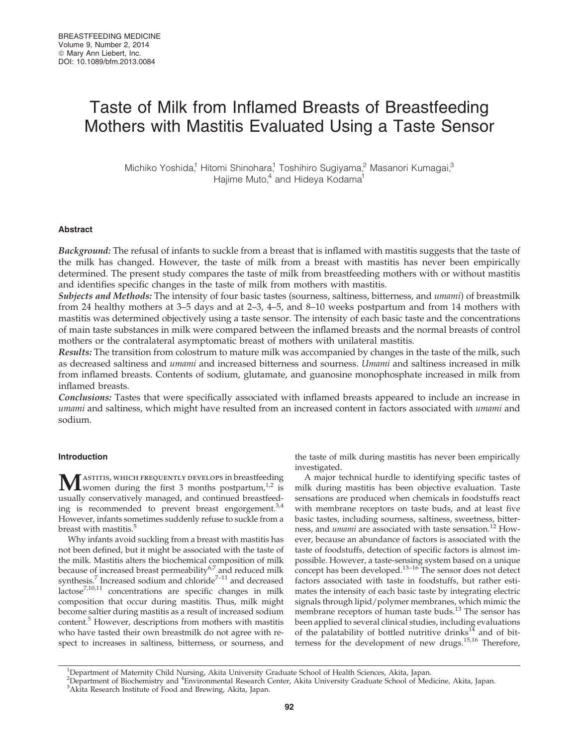# Taste of Milk from Inflamed Breasts of Breastfeeding Mothers with Mastitis Evaluated Using a Taste Sensor

Michiko Yoshida,[1] Hitomi Shinohara,[1] Toshihiro Sugiyama,[2] Masanori Kumagai,[3] Hajime Muto,[4] and Hideya Kodama[1]

## Abstract

*Background:* The refusal of infants to suckle from a breast that is inflamed with mastitis suggests that the taste of the milk has changed. However, the taste of milk from a breast with mastitis has never been empirically determined. The present study compares the taste of milk from breastfeeding mothers with or without mastitis and identifies specific changes in the taste of milk from mothers with mastitis.

*Subjects and Methods:* The intensity of four basic tastes (sourness, saltiness, bitterness, and *umami*) of breastmilk from 24 healthy mothers at 3–5 days and at 2–3, 4–5, and 8–10 weeks postpartum and from 14 mothers with mastitis was determined objectively using a taste sensor. The intensity of each basic taste and the concentrations of main taste substances in milk were compared between the inflamed breasts and the normal breasts of control mothers or the contralateral asymptomatic breast of mothers with unilateral mastitis.

*Results:* The transition from colostrum to mature milk was accompanied by changes in the taste of the milk, such as decreased saltiness and *umami* and increased bitterness and sourness. *Umami* and saltiness increased in milk from inflamed breasts. Contents of sodium, glutamate, and guanosine monophosphate increased in milk from inflamed breasts.

*Conclusions:* Tastes that were specifically associated with inflamed breasts appeared to include an increase in *umami* and saltiness, which might have resulted from an increased content in factors associated with *umami* and sodium.

## Introduction

Mastitis, which frequently develops in breastfeeding women during the first 3 months postpartum,[1,2] is usually conservatively managed, and continued breastfeeding is recommended to prevent breast engorgement.[3,4] However, infants sometimes suddenly refuse to suckle from a breast with mastitis.[5]

Why infants avoid suckling from a breast with mastitis has not been defined, but it might be associated with the taste of the milk. Mastitis alters the biochemical composition of milk because of increased breast permeability[6,7] and reduced milk synthesis.[7] Increased sodium and chloride[7–11] and decreased lactose[7,10,11] concentrations are specific changes in milk composition that occur during mastitis. Thus, milk might become saltier during mastitis as a result of increased sodium content.[5] However, descriptions from mothers with mastitis who have tasted their own breastmilk do not agree with respect to increases in saltiness, bitterness, or sourness, and the taste of milk during mastitis has never been empirically investigated.

A major technical hurdle to identifying specific tastes of milk during mastitis has been objective evaluation. Taste sensations are produced when chemicals in foodstuffs react with membrane receptors on taste buds, and at least five basic tastes, including sourness, saltiness, sweetness, bitterness, and *umami* are associated with taste sensation.[12] However, because an abundance of factors is associated with the taste of foodstuffs, detection of specific factors is almost impossible. However, a taste-sensing system based on a unique concept has been developed.[13–16] The sensor does not detect factors associated with taste in foodstuffs, but rather estimates the intensity of each basic taste by integrating electric signals through lipid/polymer membranes, which mimic the membrane receptors of human taste buds.[13] The sensor has been applied to several clinical studies, including evaluations of the palatability of bottled nutritive drinks[14] and of bitterness for the development of new drugs.[15,16] Therefore,

[1]Department of Maternity Child Nursing, Akita University Graduate School of Health Sciences, Akita, Japan.
[2]Department of Biochemistry and [4]Environmental Research Center, Akita University Graduate School of Medicine, Akita, Japan.
[3]Akita Research Institute of Food and Brewing, Akita, Japan.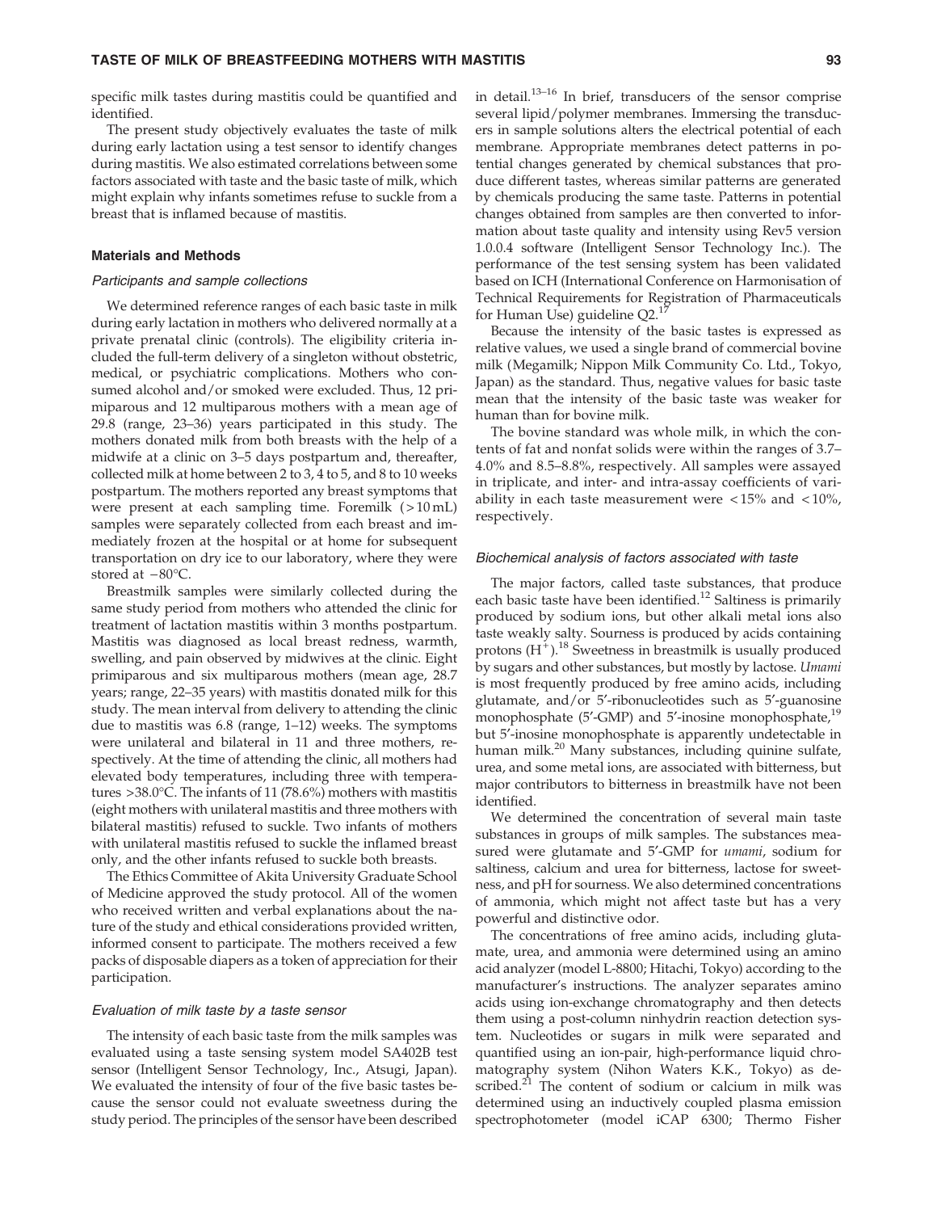specific milk tastes during mastitis could be quantified and identified.

The present study objectively evaluates the taste of milk during early lactation using a test sensor to identify changes during mastitis. We also estimated correlations between some factors associated with taste and the basic taste of milk, which might explain why infants sometimes refuse to suckle from a breast that is inflamed because of mastitis.

## Materials and Methods

### *Participants and sample collections*

We determined reference ranges of each basic taste in milk during early lactation in mothers who delivered normally at a private prenatal clinic (controls). The eligibility criteria included the full-term delivery of a singleton without obstetric, medical, or psychiatric complications. Mothers who consumed alcohol and/or smoked were excluded. Thus, 12 primiparous and 12 multiparous mothers with a mean age of 29.8 (range, 23–36) years participated in this study. The mothers donated milk from both breasts with the help of a midwife at a clinic on 3–5 days postpartum and, thereafter, collected milk at home between 2 to 3, 4 to 5, and 8 to 10 weeks postpartum. The mothers reported any breast symptoms that were present at each sampling time. Foremilk (>10 mL) samples were separately collected from each breast and immediately frozen at the hospital or at home for subsequent transportation on dry ice to our laboratory, where they were stored at −80°C.

Breastmilk samples were similarly collected during the same study period from mothers who attended the clinic for treatment of lactation mastitis within 3 months postpartum. Mastitis was diagnosed as local breast redness, warmth, swelling, and pain observed by midwives at the clinic. Eight primiparous and six multiparous mothers (mean age, 28.7 years; range, 22–35 years) with mastitis donated milk for this study. The mean interval from delivery to attending the clinic due to mastitis was 6.8 (range, 1–12) weeks. The symptoms were unilateral and bilateral in 11 and three mothers, respectively. At the time of attending the clinic, all mothers had elevated body temperatures, including three with temperatures >38.0°C. The infants of 11 (78.6%) mothers with mastitis (eight mothers with unilateral mastitis and three mothers with bilateral mastitis) refused to suckle. Two infants of mothers with unilateral mastitis refused to suckle the inflamed breast only, and the other infants refused to suckle both breasts.

The Ethics Committee of Akita University Graduate School of Medicine approved the study protocol. All of the women who received written and verbal explanations about the nature of the study and ethical considerations provided written, informed consent to participate. The mothers received a few packs of disposable diapers as a token of appreciation for their participation.

### *Evaluation of milk taste by a taste sensor*

The intensity of each basic taste from the milk samples was evaluated using a taste sensing system model SA402B test sensor (Intelligent Sensor Technology, Inc., Atsugi, Japan). We evaluated the intensity of four of the five basic tastes because the sensor could not evaluate sweetness during the study period. The principles of the sensor have been described in detail.[13–16] In brief, transducers of the sensor comprise several lipid/polymer membranes. Immersing the transducers in sample solutions alters the electrical potential of each membrane. Appropriate membranes detect patterns in potential changes generated by chemical substances that produce different tastes, whereas similar patterns are generated by chemicals producing the same taste. Patterns in potential changes obtained from samples are then converted to information about taste quality and intensity using Rev5 version 1.0.0.4 software (Intelligent Sensor Technology Inc.). The performance of the test sensing system has been validated based on ICH (International Conference on Harmonisation of Technical Requirements for Registration of Pharmaceuticals for Human Use) guideline Q2.[17]

Because the intensity of the basic tastes is expressed as relative values, we used a single brand of commercial bovine milk (Megamilk; Nippon Milk Community Co. Ltd., Tokyo, Japan) as the standard. Thus, negative values for basic taste mean that the intensity of the basic taste was weaker for human than for bovine milk.

The bovine standard was whole milk, in which the contents of fat and nonfat solids were within the ranges of 3.7–4.0% and 8.5–8.8%, respectively. All samples were assayed in triplicate, and inter- and intra-assay coefficients of variability in each taste measurement were <15% and <10%, respectively.

### *Biochemical analysis of factors associated with taste*

The major factors, called taste substances, that produce each basic taste have been identified.[12] Saltiness is primarily produced by sodium ions, but other alkali metal ions also taste weakly salty. Sourness is produced by acids containing protons ($H^+$).[18] Sweetness in breastmilk is usually produced by sugars and other substances, but mostly by lactose. *Umami* is most frequently produced by free amino acids, including glutamate, and/or 5′-ribonucleotides such as 5′-guanosine monophosphate (5′-GMP) and 5′-inosine monophosphate,[19] but 5′-inosine monophosphate is apparently undetectable in human milk.[20] Many substances, including quinine sulfate, urea, and some metal ions, are associated with bitterness, but major contributors to bitterness in breastmilk have not been identified.

We determined the concentration of several main taste substances in groups of milk samples. The substances measured were glutamate and 5′-GMP for *umami*, sodium for saltiness, calcium and urea for bitterness, lactose for sweetness, and pH for sourness. We also determined concentrations of ammonia, which might not affect taste but has a very powerful and distinctive odor.

The concentrations of free amino acids, including glutamate, urea, and ammonia were determined using an amino acid analyzer (model L-8800; Hitachi, Tokyo) according to the manufacturer's instructions. The analyzer separates amino acids using ion-exchange chromatography and then detects them using a post-column ninhydrin reaction detection system. Nucleotides or sugars in milk were separated and quantified using an ion-pair, high-performance liquid chromatography system (Nihon Waters K.K., Tokyo) as described.[21] The content of sodium or calcium in milk was determined using an inductively coupled plasma emission spectrophotometer (model iCAP 6300; Thermo Fisher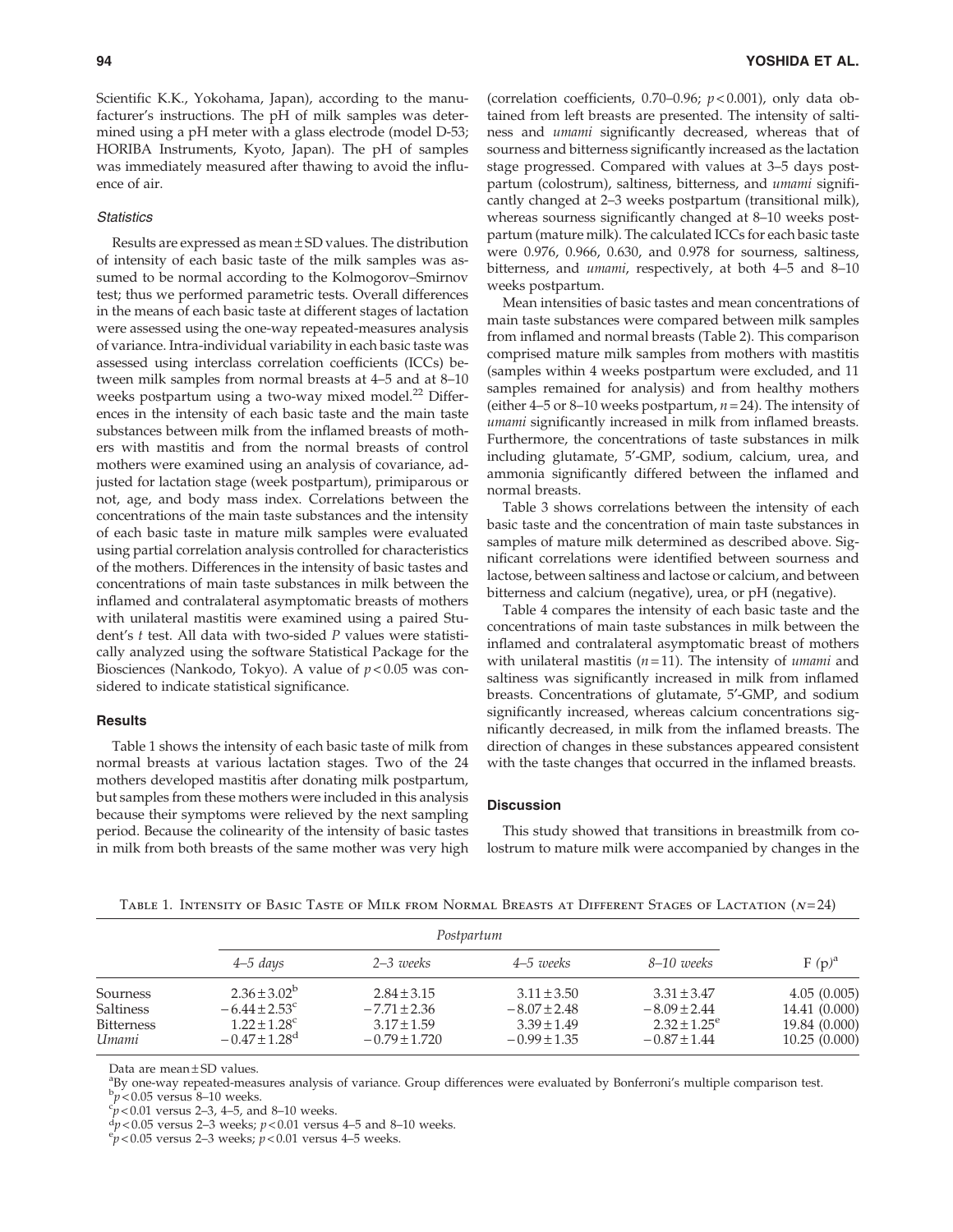Scientific K.K., Yokohama, Japan), according to the manufacturer's instructions. The pH of milk samples was determined using a pH meter with a glass electrode (model D-53; HORIBA Instruments, Kyoto, Japan). The pH of samples was immediately measured after thawing to avoid the influence of air.

### *Statistics*

Results are expressed as mean ± SD values. The distribution of intensity of each basic taste of the milk samples was assumed to be normal according to the Kolmogorov–Smirnov test; thus we performed parametric tests. Overall differences in the means of each basic taste at different stages of lactation were assessed using the one-way repeated-measures analysis of variance. Intra-individual variability in each basic taste was assessed using interclass correlation coefficients (ICCs) between milk samples from normal breasts at 4–5 and at 8–10 weeks postpartum using a two-way mixed model.[22] Differences in the intensity of each basic taste and the main taste substances between milk from the inflamed breasts of mothers with mastitis and from the normal breasts of control mothers were examined using an analysis of covariance, adjusted for lactation stage (week postpartum), primiparous or not, age, and body mass index. Correlations between the concentrations of the main taste substances and the intensity of each basic taste in mature milk samples were evaluated using partial correlation analysis controlled for characteristics of the mothers. Differences in the intensity of basic tastes and concentrations of main taste substances in milk between the inflamed and contralateral asymptomatic breasts of mothers with unilateral mastitis were examined using a paired Student's *t* test. All data with two-sided *P* values were statistically analyzed using the software Statistical Package for the Biosciences (Nankodo, Tokyo). A value of $p < 0.05$ was considered to indicate statistical significance.

## Results

Table 1 shows the intensity of each basic taste of milk from normal breasts at various lactation stages. Two of the 24 mothers developed mastitis after donating milk postpartum, but samples from these mothers were included in this analysis because their symptoms were relieved by the next sampling period. Because the colinearity of the intensity of basic tastes in milk from both breasts of the same mother was very high (correlation coefficients, 0.70–0.96; $p < 0.001$), only data obtained from left breasts are presented. The intensity of saltiness and *umami* significantly decreased, whereas that of sourness and bitterness significantly increased as the lactation stage progressed. Compared with values at 3–5 days postpartum (colostrum), saltiness, bitterness, and *umami* significantly changed at 2–3 weeks postpartum (transitional milk), whereas sourness significantly changed at 8–10 weeks postpartum (mature milk). The calculated ICCs for each basic taste were 0.976, 0.966, 0.630, and 0.978 for sourness, saltiness, bitterness, and *umami*, respectively, at both 4–5 and 8–10 weeks postpartum.

Mean intensities of basic tastes and mean concentrations of main taste substances were compared between milk samples from inflamed and normal breasts (Table 2). This comparison comprised mature milk samples from mothers with mastitis (samples within 4 weeks postpartum were excluded, and 11 samples remained for analysis) and from healthy mothers (either 4–5 or 8–10 weeks postpartum, $n = 24$). The intensity of *umami* significantly increased in milk from inflamed breasts. Furthermore, the concentrations of taste substances in milk including glutamate, 5′-GMP, sodium, calcium, urea, and ammonia significantly differed between the inflamed and normal breasts.

Table 3 shows correlations between the intensity of each basic taste and the concentration of main taste substances in samples of mature milk determined as described above. Significant correlations were identified between sourness and lactose, between saltiness and lactose or calcium, and between bitterness and calcium (negative), urea, or pH (negative).

Table 4 compares the intensity of each basic taste and the concentrations of main taste substances in milk between the inflamed and contralateral asymptomatic breast of mothers with unilateral mastitis ($n = 11$). The intensity of *umami* and saltiness was significantly increased in milk from inflamed breasts. Concentrations of glutamate, 5′-GMP, and sodium significantly increased, whereas calcium concentrations significantly decreased, in milk from the inflamed breasts. The direction of changes in these substances appeared consistent with the taste changes that occurred in the inflamed breasts.

## Discussion

This study showed that transitions in breastmilk from colostrum to mature milk were accompanied by changes in the

Table 1. Intensity of Basic Taste of Milk from Normal Breasts at Different Stages of Lactation ($n = 24$)

| | *Postpartum* | | | | |
|---|---|---|---|---|---|
| | *4–5 days* | *2–3 weeks* | *4–5 weeks* | *8–10 weeks* | F (p)[a] |
| Sourness | 2.36 ± 3.02[b] | 2.84 ± 3.15 | 3.11 ± 3.50 | 3.31 ± 3.47 | 4.05 (0.005) |
| Saltiness | −6.44 ± 2.53[c] | −7.71 ± 2.36 | −8.07 ± 2.48 | −8.09 ± 2.44 | 14.41 (0.000) |
| Bitterness | 1.22 ± 1.28[c] | 3.17 ± 1.59 | 3.39 ± 1.49 | 2.32 ± 1.25[e] | 19.84 (0.000) |
| *Umami* | −0.47 ± 1.28[d] | −0.79 ± 1.720 | −0.99 ± 1.35 | −0.87 ± 1.44 | 10.25 (0.000) |

Data are mean ± SD values.
[a]By one-way repeated-measures analysis of variance. Group differences were evaluated by Bonferroni's multiple comparison test.
[b]$p < 0.05$ versus 8–10 weeks.
[c]$p < 0.01$ versus 2–3, 4–5, and 8–10 weeks.
[d]$p < 0.05$ versus 2–3 weeks; $p < 0.01$ versus 4–5 and 8–10 weeks.
[e]$p < 0.05$ versus 2–3 weeks; $p < 0.01$ versus 4–5 weeks.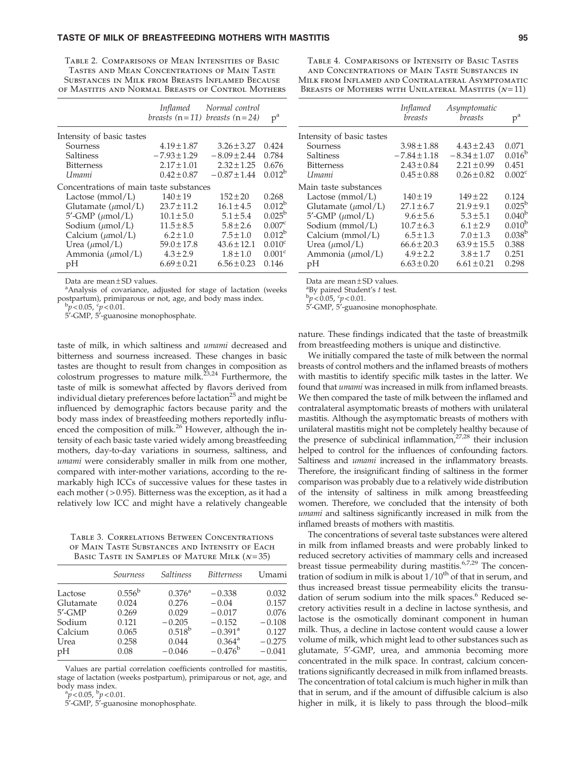Table 2. Comparisons of Mean Intensities of Basic Tastes and Mean Concentrations of Main Taste Substances in Milk from Breasts Inflamed Because of Mastitis and Normal Breasts of Control Mothers

| | *Inflamed breasts (n=11)* | *Normal control breasts (n=24)* | p[a] |
|---|---|---|---|
| Intensity of basic tastes | | | |
| Sourness | 4.19±1.87 | 3.26±3.27 | 0.424 |
| Saltiness | −7.93±1.29 | −8.09±2.44 | 0.784 |
| Bitterness | 2.17±1.01 | 2.32±1.25 | 0.676 |
| *Umami* | 0.42±0.87 | −0.87±1.44 | 0.012[b] |
| Concentrations of main taste substances | | | |
| Lactose (mmol/L) | 140±19 | 152±20 | 0.268 |
| Glutamate (μmol/L) | 23.7±11.2 | 16.1±4.5 | 0.012[b] |
| 5′-GMP (μmol/L) | 10.1±5.0 | 5.1±5.4 | 0.025[b] |
| Sodium (μmol/L) | 11.5±8.5 | 5.8±2.6 | 0.007[c] |
| Calcium (μmol/L) | 6.2±1.0 | 7.5±1.0 | 0.012[b] |
| Urea (μmol/L) | 59.0±17.8 | 43.6±12.1 | 0.010[c] |
| Ammonia (μmol/L) | 4.3±2.9 | 1.8±1.0 | 0.001[c] |
| pH | 6.69±0.21 | 6.56±0.23 | 0.146 |

Data are mean±SD values.
[a]Analysis of covariance, adjusted for stage of lactation (weeks postpartum), primiparous or not, age, and body mass index.
[b]$p<0.05$, [c]$p<0.01$.
5′-GMP, 5′-guanosine monophosphate.

Table 4. Comparisons of Intensity of Basic Tastes and Concentrations of Main Taste Substances in Milk from Inflamed and Contralateral Asymptomatic Breasts of Mothers with Unilateral Mastitis ($n=11$)

| | *Inflamed breasts* | *Asymptomatic breasts* | p[a] |
|---|---|---|---|
| Intensity of basic tastes | | | |
| Sourness | 3.98±1.88 | 4.43±2.43 | 0.071 |
| Saltiness | −7.84±1.18 | −8.34±1.07 | 0.016[b] |
| Bitterness | 2.43±0.84 | 2.21±0.99 | 0.451 |
| *Umami* | 0.45±0.88 | 0.26±0.82 | 0.002[c] |
| Main taste substances | | | |
| Lactose (mmol/L) | 140±19 | 149±22 | 0.124 |
| Glutamate (μmol/L) | 27.1±6.7 | 21.9±9.1 | 0.025[b] |
| 5′-GMP (μmol/L) | 9.6±5.6 | 5.3±5.1 | 0.040[b] |
| Sodium (mmol/L) | 10.7±6.3 | 6.1±2.9 | 0.010[b] |
| Calcium (mmol/L) | 6.5±1.3 | 7.0±1.3 | 0.038[b] |
| Urea (μmol/L) | 66.6±20.3 | 63.9±15.5 | 0.388 |
| Ammonia (μmol/L) | 4.9±2.2 | 3.8±1.7 | 0.251 |
| pH | 6.63±0.20 | 6.61±0.21 | 0.298 |

Data are mean±SD values.
[a]By paired Student's *t* test.
[b]$p<0.05$, [c]$p<0.01$.
5′-GMP, 5′-guanosine monophosphate.

taste of milk, in which saltiness and *umami* decreased and bitterness and sourness increased. These changes in basic tastes are thought to result from changes in composition as colostrum progresses to mature milk.[23,24] Furthermore, the taste of milk is somewhat affected by flavors derived from individual dietary preferences before lactation[25] and might be influenced by demographic factors because parity and the body mass index of breastfeeding mothers reportedly influenced the composition of milk.[26] However, although the intensity of each basic taste varied widely among breastfeeding mothers, day-to-day variations in sourness, saltiness, and *umami* were considerably smaller in milk from one mother, compared with inter-mother variations, according to the remarkably high ICCs of successive values for these tastes in each mother (>0.95). Bitterness was the exception, as it had a relatively low ICC and might have a relatively changeable nature. These findings indicated that the taste of breastmilk from breastfeeding mothers is unique and distinctive.

Table 3. Correlations Between Concentrations of Main Taste Substances and Intensity of Each Basic Taste in Samples of Mature Milk ($N=35$)

| | *Sourness* | *Saltiness* | *Bitterness* | Umami |
|---|---|---|---|---|
| Lactose | 0.556[b] | 0.376[a] | −0.338 | 0.032 |
| Glutamate | 0.024 | 0.276 | −0.04 | 0.157 |
| 5′-GMP | 0.269 | 0.029 | −0.017 | 0.076 |
| Sodium | 0.121 | −0.205 | −0.152 | −0.108 |
| Calcium | 0.065 | 0.518[b] | −0.391[a] | 0.127 |
| Urea | 0.258 | 0.044 | 0.364[a] | −0.275 |
| pH | 0.08 | −0.046 | −0.476[b] | −0.041 |

Values are partial correlation coefficients controlled for mastitis, stage of lactation (weeks postpartum), primiparous or not, age, and body mass index.
[a]$p<0.05$, [b]$p<0.01$.
5′-GMP, 5′-guanosine monophosphate.

We initially compared the taste of milk between the normal breasts of control mothers and the inflamed breasts of mothers with mastitis to identify specific milk tastes in the latter. We found that *umami* was increased in milk from inflamed breasts. We then compared the taste of milk between the inflamed and contralateral asymptomatic breasts of mothers with unilateral mastitis. Although the asymptomatic breasts of mothers with unilateral mastitis might not be completely healthy because of the presence of subclinical inflammation,[27,28] their inclusion helped to control for the influences of confounding factors. Saltiness and *umami* increased in the inflammatory breasts. Therefore, the insignificant finding of saltiness in the former comparison was probably due to a relatively wide distribution of the intensity of saltiness in milk among breastfeeding women. Therefore, we concluded that the intensity of both *umami* and saltiness significantly increased in milk from the inflamed breasts of mothers with mastitis.

The concentrations of several taste substances were altered in milk from inflamed breasts and were probably linked to reduced secretory activities of mammary cells and increased breast tissue permeability during mastitis.[6,7,29] The concentration of sodium in milk is about 1/10th of that in serum, and thus increased breast tissue permeability elicits the transudation of serum sodium into the milk spaces.[6] Reduced secretory activities result in a decline in lactose synthesis, and lactose is the osmotically dominant component in human milk. Thus, a decline in lactose content would cause a lower volume of milk, which might lead to other substances such as glutamate, 5′-GMP, urea, and ammonia becoming more concentrated in the milk space. In contrast, calcium concentrations significantly decreased in milk from inflamed breasts. The concentration of total calcium is much higher in milk than that in serum, and if the amount of diffusible calcium is also higher in milk, it is likely to pass through the blood–milk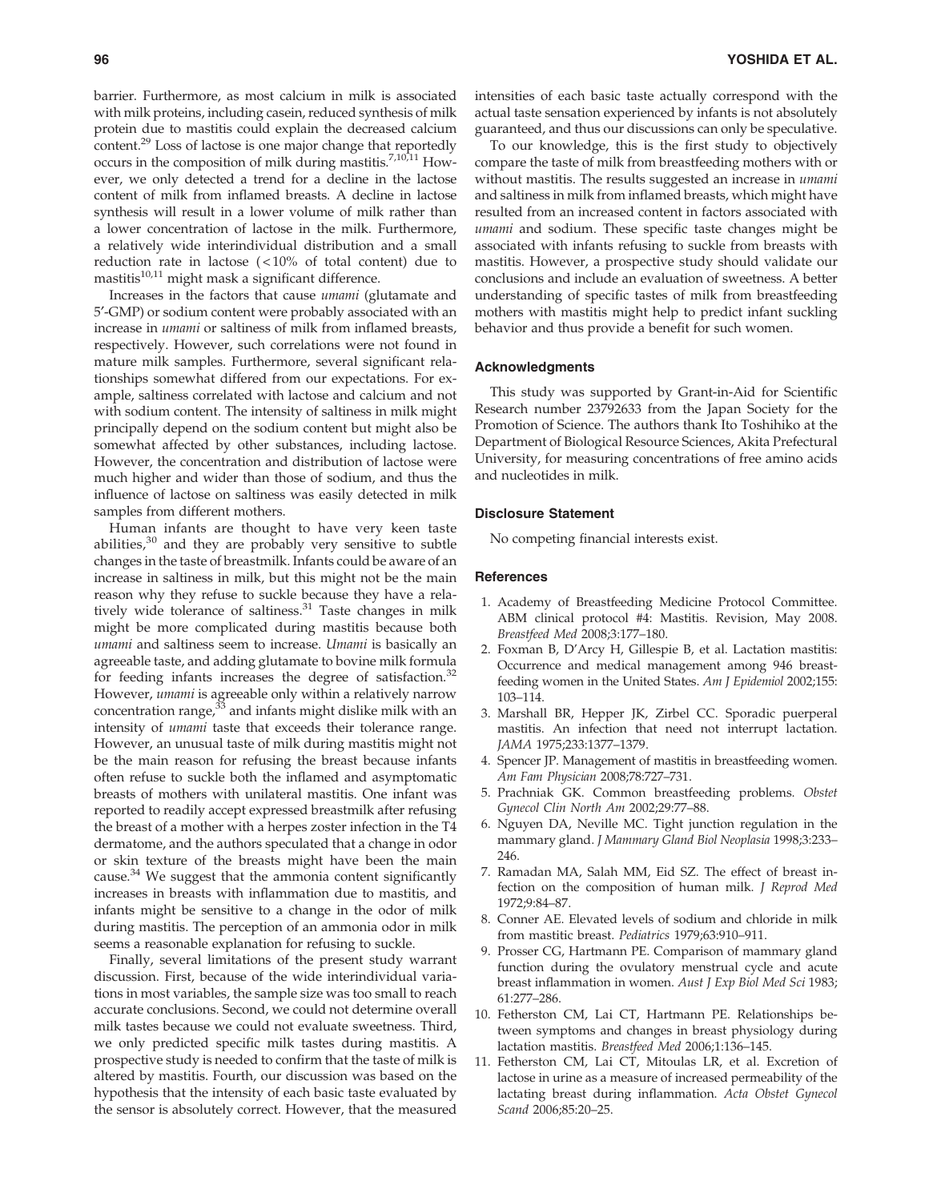barrier. Furthermore, as most calcium in milk is associated with milk proteins, including casein, reduced synthesis of milk protein due to mastitis could explain the decreased calcium content.[29] Loss of lactose is one major change that reportedly occurs in the composition of milk during mastitis.[7,10,11] However, we only detected a trend for a decline in the lactose content of milk from inflamed breasts. A decline in lactose synthesis will result in a lower volume of milk rather than a lower concentration of lactose in the milk. Furthermore, a relatively wide interindividual distribution and a small reduction rate in lactose (<10% of total content) due to mastitis[10,11] might mask a significant difference.

Increases in the factors that cause *umami* (glutamate and 5′-GMP) or sodium content were probably associated with an increase in *umami* or saltiness of milk from inflamed breasts, respectively. However, such correlations were not found in mature milk samples. Furthermore, several significant relationships somewhat differed from our expectations. For example, saltiness correlated with lactose and calcium and not with sodium content. The intensity of saltiness in milk might principally depend on the sodium content but might also be somewhat affected by other substances, including lactose. However, the concentration and distribution of lactose were much higher and wider than those of sodium, and thus the influence of lactose on saltiness was easily detected in milk samples from different mothers.

Human infants are thought to have very keen taste abilities,[30] and they are probably very sensitive to subtle changes in the taste of breastmilk. Infants could be aware of an increase in saltiness in milk, but this might not be the main reason why they refuse to suckle because they have a relatively wide tolerance of saltiness.[31] Taste changes in milk might be more complicated during mastitis because both *umami* and saltiness seem to increase. *Umami* is basically an agreeable taste, and adding glutamate to bovine milk formula for feeding infants increases the degree of satisfaction.[32] However, *umami* is agreeable only within a relatively narrow concentration range,[33] and infants might dislike milk with an intensity of *umami* taste that exceeds their tolerance range. However, an unusual taste of milk during mastitis might not be the main reason for refusing the breast because infants often refuse to suckle both the inflamed and asymptomatic breasts of mothers with unilateral mastitis. One infant was reported to readily accept expressed breastmilk after refusing the breast of a mother with a herpes zoster infection in the T4 dermatome, and the authors speculated that a change in odor or skin texture of the breasts might have been the main cause.[34] We suggest that the ammonia content significantly increases in breasts with inflammation due to mastitis, and infants might be sensitive to a change in the odor of milk during mastitis. The perception of an ammonia odor in milk seems a reasonable explanation for refusing to suckle.

Finally, several limitations of the present study warrant discussion. First, because of the wide interindividual variations in most variables, the sample size was too small to reach accurate conclusions. Second, we could not determine overall milk tastes because we could not evaluate sweetness. Third, we only predicted specific milk tastes during mastitis. A prospective study is needed to confirm that the taste of milk is altered by mastitis. Fourth, our discussion was based on the hypothesis that the intensity of each basic taste evaluated by the sensor is absolutely correct. However, that the measured intensities of each basic taste actually correspond with the actual taste sensation experienced by infants is not absolutely guaranteed, and thus our discussions can only be speculative.

To our knowledge, this is the first study to objectively compare the taste of milk from breastfeeding mothers with or without mastitis. The results suggested an increase in *umami* and saltiness in milk from inflamed breasts, which might have resulted from an increased content in factors associated with *umami* and sodium. These specific taste changes might be associated with infants refusing to suckle from breasts with mastitis. However, a prospective study should validate our conclusions and include an evaluation of sweetness. A better understanding of specific tastes of milk from breastfeeding mothers with mastitis might help to predict infant suckling behavior and thus provide a benefit for such women.

### Acknowledgments

This study was supported by Grant-in-Aid for Scientific Research number 23792633 from the Japan Society for the Promotion of Science. The authors thank Ito Toshihiko at the Department of Biological Resource Sciences, Akita Prefectural University, for measuring concentrations of free amino acids and nucleotides in milk.

### Disclosure Statement

No competing financial interests exist.

### References

1. Academy of Breastfeeding Medicine Protocol Committee. ABM clinical protocol #4: Mastitis. Revision, May 2008. *Breastfeed Med* 2008;3:177–180.
2. Foxman B, D'Arcy H, Gillespie B, et al. Lactation mastitis: Occurrence and medical management among 946 breastfeeding women in the United States. *Am J Epidemiol* 2002;155: 103–114.
3. Marshall BR, Hepper JK, Zirbel CC. Sporadic puerperal mastitis. An infection that need not interrupt lactation. *JAMA* 1975;233:1377–1379.
4. Spencer JP. Management of mastitis in breastfeeding women. *Am Fam Physician* 2008;78:727–731.
5. Prachniak GK. Common breastfeeding problems. *Obstet Gynecol Clin North Am* 2002;29:77–88.
6. Nguyen DA, Neville MC. Tight junction regulation in the mammary gland. *J Mammary Gland Biol Neoplasia* 1998;3:233–246.
7. Ramadan MA, Salah MM, Eid SZ. The effect of breast infection on the composition of human milk. *J Reprod Med* 1972;9:84–87.
8. Conner AE. Elevated levels of sodium and chloride in milk from mastitic breast. *Pediatrics* 1979;63:910–911.
9. Prosser CG, Hartmann PE. Comparison of mammary gland function during the ovulatory menstrual cycle and acute breast inflammation in women. *Aust J Exp Biol Med Sci* 1983; 61:277–286.
10. Fetherston CM, Lai CT, Hartmann PE. Relationships between symptoms and changes in breast physiology during lactation mastitis. *Breastfeed Med* 2006;1:136–145.
11. Fetherston CM, Lai CT, Mitoulas LR, et al. Excretion of lactose in urine as a measure of increased permeability of the lactating breast during inflammation. *Acta Obstet Gynecol Scand* 2006;85:20–25.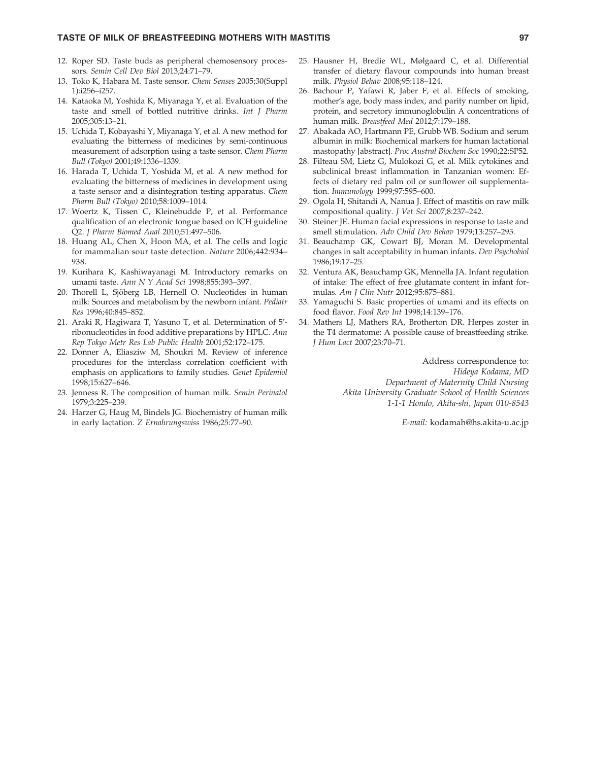12. Roper SD. Taste buds as peripheral chemosensory processors. *Semin Cell Dev Biol* 2013;24:71–79.
13. Toko K, Habara M. Taste sensor. *Chem Senses* 2005;30(Suppl 1):i256–i257.
14. Kataoka M, Yoshida K, Miyanaga Y, et al. Evaluation of the taste and smell of bottled nutritive drinks. *Int J Pharm* 2005;305:13–21.
15. Uchida T, Kobayashi Y, Miyanaga Y, et al. A new method for evaluating the bitterness of medicines by semi-continuous measurement of adsorption using a taste sensor. *Chem Pharm Bull (Tokyo)* 2001;49:1336–1339.
16. Harada T, Uchida T, Yoshida M, et al. A new method for evaluating the bitterness of medicines in development using a taste sensor and a disintegration testing apparatus. *Chem Pharm Bull (Tokyo)* 2010;58:1009–1014.
17. Woertz K, Tissen C, Kleinebudde P, et al. Performance qualification of an electronic tongue based on ICH guideline Q2. *J Pharm Biomed Anal* 2010;51:497–506.
18. Huang AL, Chen X, Hoon MA, et al. The cells and logic for mammalian sour taste detection. *Nature* 2006;442:934–938.
19. Kurihara K, Kashiwayanagi M. Introductory remarks on umami taste. *Ann N Y Acad Sci* 1998;855:393–397.
20. Thorell L, Sjöberg LB, Hernell O. Nucleotides in human milk: Sources and metabolism by the newborn infant. *Pediatr Res* 1996;40:845–852.
21. Araki R, Hagiwara T, Yasuno T, et al. Determination of 5′-ribonucleotides in food additive preparations by HPLC. *Ann Rep Tokyo Metr Res Lab Public Health* 2001;52:172–175.
22. Donner A, Eliasziw M, Shoukri M. Review of inference procedures for the interclass correlation coefficient with emphasis on applications to family studies. *Genet Epidemiol* 1998;15:627–646.
23. Jenness R. The composition of human milk. *Semin Perinatol* 1979;3:225–239.
24. Harzer G, Haug M, Bindels JG. Biochemistry of human milk in early lactation. *Z Ernahrungswiss* 1986;25:77–90.
25. Hausner H, Bredie WL, Mølgaard C, et al. Differential transfer of dietary flavour compounds into human breast milk. *Physiol Behav* 2008;95:118–124.
26. Bachour P, Yafawi R, Jaber F, et al. Effects of smoking, mother's age, body mass index, and parity number on lipid, protein, and secretory immunoglobulin A concentrations of human milk. *Breastfeed Med* 2012;7:179–188.
27. Abakada AO, Hartmann PE, Grubb WB. Sodium and serum albumin in milk: Biochemical markers for human lactational mastopathy [abstract]. *Proc Austral Biochem Soc* 1990;22:SP52.
28. Filteau SM, Lietz G, Mulokozi G, et al. Milk cytokines and subclinical breast inflammation in Tanzanian women: Effects of dietary red palm oil or sunflower oil supplementation. *Immunology* 1999;97:595–600.
29. Ogola H, Shitandi A, Nanua J. Effect of mastitis on raw milk compositional quality. *J Vet Sci* 2007;8:237–242.
30. Steiner JE. Human facial expressions in response to taste and smell stimulation. *Adv Child Dev Behav* 1979;13:257–295.
31. Beauchamp GK, Cowart BJ, Moran M. Developmental changes in salt acceptability in human infants. *Dev Psychobiol* 1986;19:17–25.
32. Ventura AK, Beauchamp GK, Mennella JA. Infant regulation of intake: The effect of free glutamate content in infant formulas. *Am J Clin Nutr* 2012;95:875–881.
33. Yamaguchi S. Basic properties of umami and its effects on food flavor. *Food Rev Int* 1998;14:139–176.
34. Mathers LJ, Mathers RA, Brotherton DR. Herpes zoster in the T4 dermatome: A possible cause of breastfeeding strike. *J Hum Lact* 2007;23:70–71.

Address correspondence to:
*Hideya Kodama, MD*
*Department of Maternity Child Nursing*
*Akita University Graduate School of Health Sciences*
*1-1-1 Hondo, Akita-shi, Japan 010-8543*

*E-mail:* kodamah@hs.akita-u.ac.jp